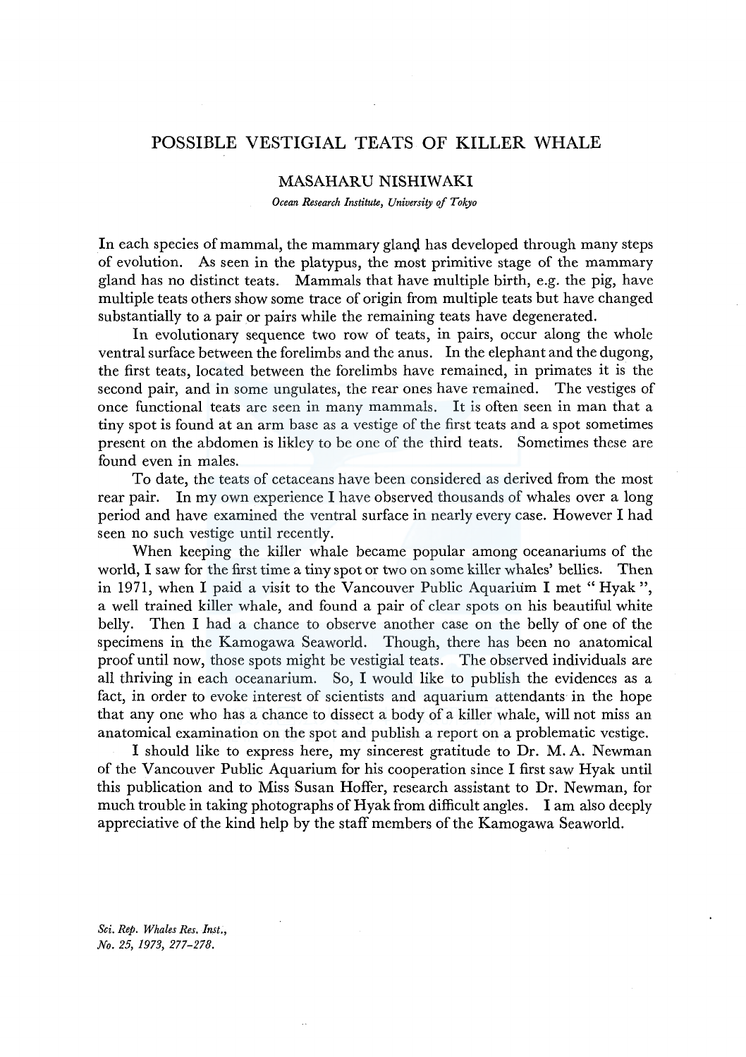# POSSIBLE VESTIGIAL TEATS OF KILLER WHALE

## MASAHARU NISHIWAKI

*Ocean Research Institute, University of Tokyo*

In each species of mammal, the mammary gland has developed through many steps of evolution. As seen in the platypus, the most primitive stage of the mammary gland has no distinct teats. Mammals that have multiple birth, e.g. the pig, have multiple teats others show some trace of origin from multiple teats but have changed substantially to a pair or pairs while the remaining teats have degenerated.

In evolutionary sequence two row of teats, in pairs, occur along the whole ventral surface between the forelimbs and the anus. In the elephant and the dugong, the first teats, located between the forelimbs have remained, in primates it is the second pair, and in some ungulates, the rear ones have remained. The vestiges of once functional teats are seen in many mammals. It is often seen in man that a tiny spot is found at an arm base as a vestige of the first teats and a spot sometimes present on the abdomen is likley to be one of the third teats. Sometimes these are found even in males.

To date, the teats of cetaceans have been considered as derived from the most rear pair. In my own experience I have observed thousands of whales over a long period and have examined the ventral surface in nearly every case. However I had seen no such vestige until recently.

When keeping the killer whale became popular among oceanariums of the world, I saw for the first time a tiny spot or two on some killer whales' bellies. Then in 1971, when I paid a visit to the Vancouver Public Aquarium I met " Hyak ", a well trained killer whale, and found a pair of clear spots on his beautiful white belly. Then I had a chance to observe another case on the belly of one of the specimens in the Kamogawa Seaworld. Though, there has been no anatomical proof until now, those spots might be vestigial teats. The observed individuals are all thriving in each oceanarium. So, I would like to publish the evidences as a fact, in order to evoke interest of scientists and aquarium attendants in the hope that any one who has a chance to dissect a body of a killer whale, will not miss an anatomical examination on the spot and publish a report on a problematic vestige.

I should like to express here, my sincerest gratitude to Dr. M. A. Newman of the Vancouver Public Aquarium for his cooperation since I first saw Hyak until this publication and to Miss Susan Hoffer, research assistant to Dr. Newman, for much trouble in taking photographs of Hyak from difficult angles. I am also deeply appreciative of the kind help by the staff members of the Kamogawa Seaworld.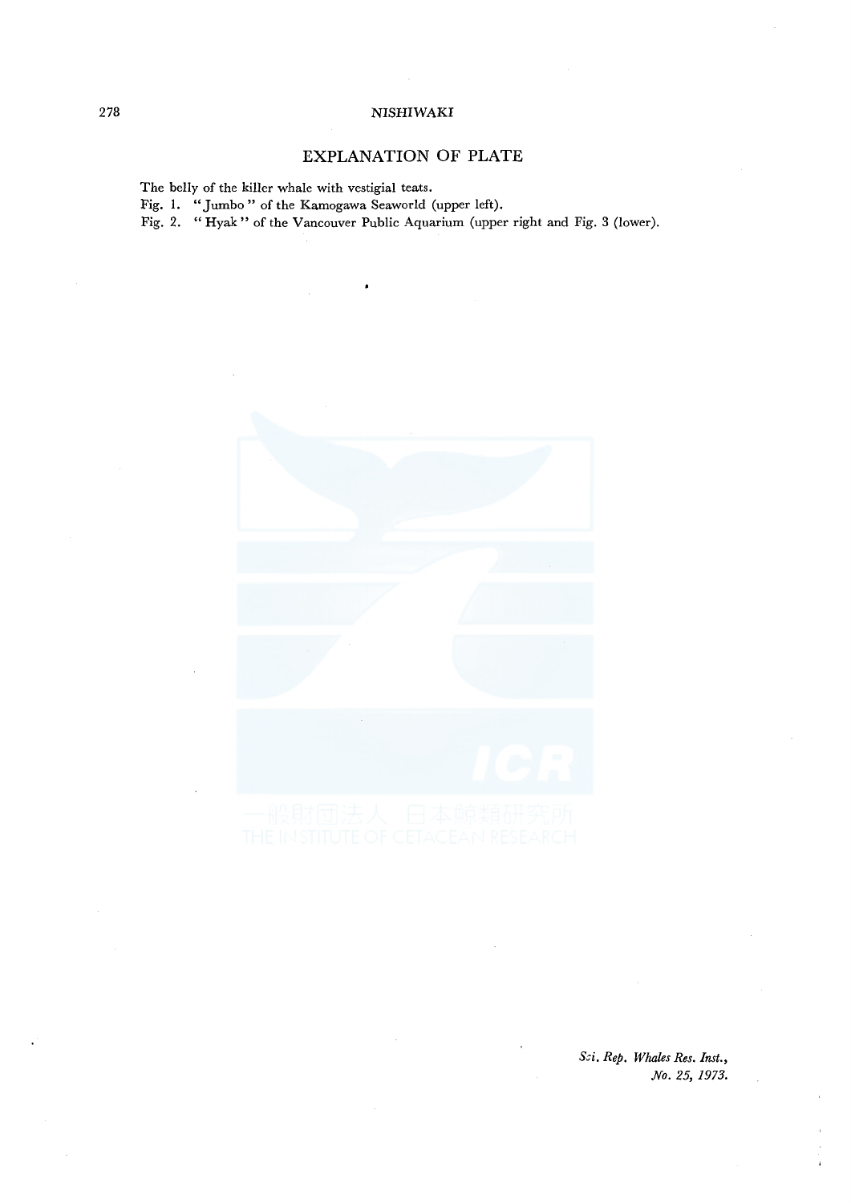## EXPLANATION OF PLATE

The belly of the killer whale with vestigial teats.

Fig. 1. "Jumbo" of the Kamogawa Seaworld (upper left).

Fig. 2. "Hyak" of the Vancouver Public Aquarium (upper right and Fig. 3 (lower).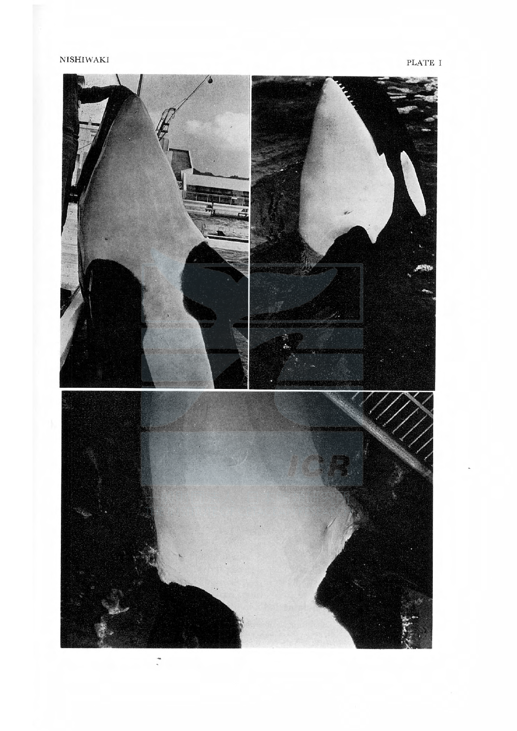PLATE I